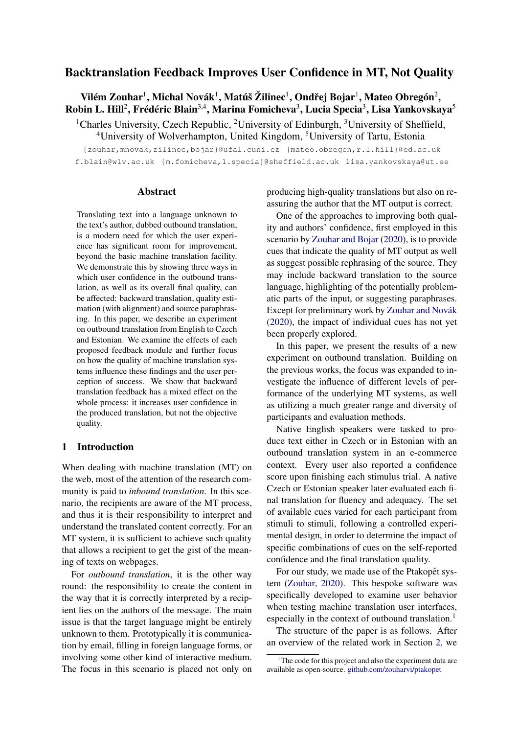# Backtranslation Feedback Improves User Confidence in MT, Not Quality

**Vilém Zouhar**[1], **Michal Novák**[1], **Matúš Žilinec**[1], **Ondřej Bojar**[1], **Mateo Obregón**[2], **Robin L. Hill**[2], **Frédéric Blain**[3,4], **Marina Fomicheva**[3], **Lucia Specia**[3], **Lisa Yankovskaya**[5]

[1]Charles University, Czech Republic, [2]University of Edinburgh, [3]University of Sheffield, [4]University of Wolverhampton, United Kingdom, [5]University of Tartu, Estonia

{zouhar,mnovak,zilinec,bojar}@ufal.cuni.cz {mateo.obregon,r.l.hill}@ed.ac.uk f.blain@wlv.ac.uk {m.fomicheva,l.specia}@sheffield.ac.uk lisa.yankovskaya@ut.ee

## Abstract

Translating text into a language unknown to the text's author, dubbed outbound translation, is a modern need for which the user experience has significant room for improvement, beyond the basic machine translation facility. We demonstrate this by showing three ways in which user confidence in the outbound translation, as well as its overall final quality, can be affected: backward translation, quality estimation (with alignment) and source paraphrasing. In this paper, we describe an experiment on outbound translation from English to Czech and Estonian. We examine the effects of each proposed feedback module and further focus on how the quality of machine translation systems influence these findings and the user perception of success. We show that backward translation feedback has a mixed effect on the whole process: it increases user confidence in the produced translation, but not the objective quality.

## 1 Introduction

When dealing with machine translation (MT) on the web, most of the attention of the research community is paid to *inbound translation*. In this scenario, the recipients are aware of the MT process, and thus it is their responsibility to interpret and understand the translated content correctly. For an MT system, it is sufficient to achieve such quality that allows a recipient to get the gist of the meaning of texts on webpages.

For *outbound translation*, it is the other way round: the responsibility to create the content in the way that it is correctly interpreted by a recipient lies on the authors of the message. The main issue is that the target language might be entirely unknown to them. Prototypically it is communication by email, filling in foreign language forms, or involving some other kind of interactive medium. The focus in this scenario is placed not only on producing high-quality translations but also on reassuring the author that the MT output is correct.

One of the approaches to improving both quality and authors' confidence, first employed in this scenario by Zouhar and Bojar (2020), is to provide cues that indicate the quality of MT output as well as suggest possible rephrasing of the source. They may include backward translation to the source language, highlighting of the potentially problematic parts of the input, or suggesting paraphrases. Except for preliminary work by Zouhar and Novák (2020), the impact of individual cues has not yet been properly explored.

In this paper, we present the results of a new experiment on outbound translation. Building on the previous works, the focus was expanded to investigate the influence of different levels of performance of the underlying MT systems, as well as utilizing a much greater range and diversity of participants and evaluation methods.

Native English speakers were tasked to produce text either in Czech or in Estonian with an outbound translation system in an e-commerce context. Every user also reported a confidence score upon finishing each stimulus trial. A native Czech or Estonian speaker later evaluated each final translation for fluency and adequacy. The set of available cues varied for each participant from stimuli to stimuli, following a controlled experimental design, in order to determine the impact of specific combinations of cues on the self-reported confidence and the final translation quality.

For our study, we made use of the Ptakopět system (Zouhar, 2020). This bespoke software was specifically developed to examine user behavior when testing machine translation user interfaces, especially in the context of outbound translation.[1]

The structure of the paper is as follows. After an overview of the related work in Section 2, we

[1]The code for this project and also the experiment data are available as open-source. github.com/zouharvi/ptakopet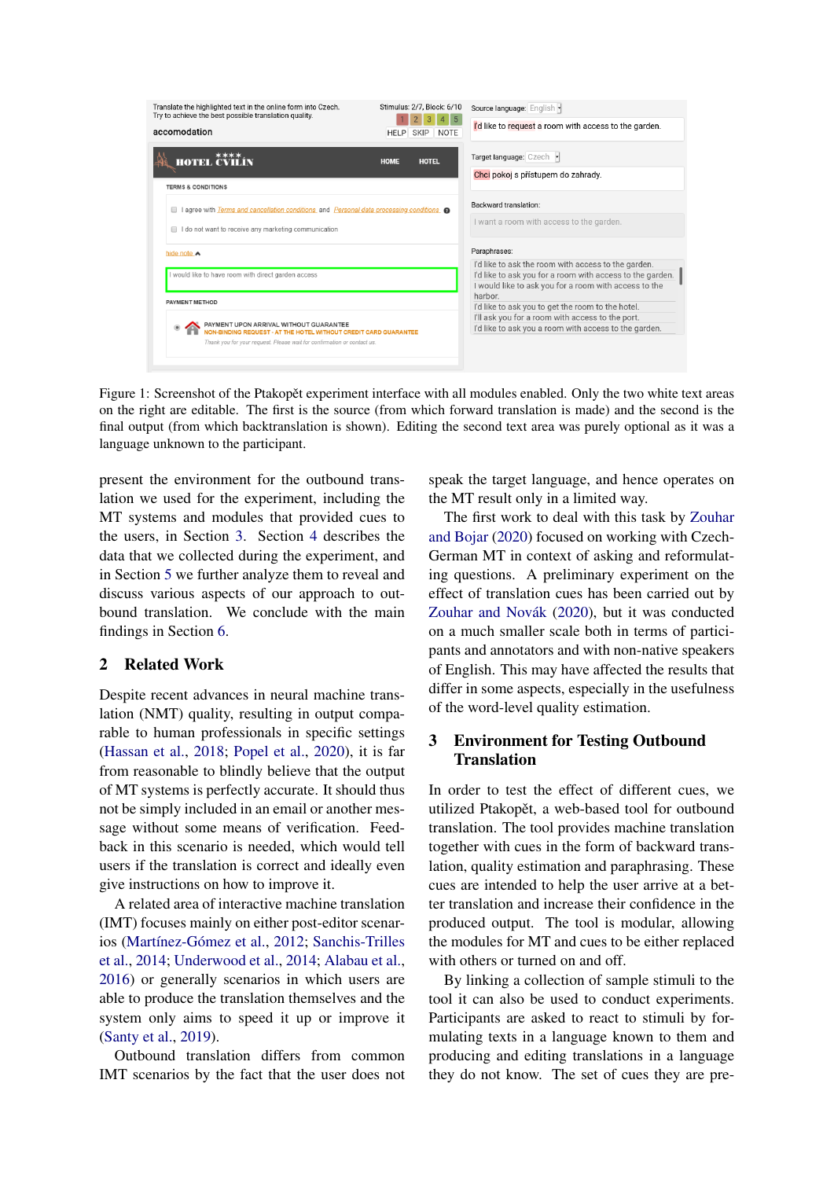Figure 1: Screenshot of the Ptakopět experiment interface with all modules enabled. Only the two white text areas on the right are editable. The first is the source (from which forward translation is made) and the second is the final output (from which backtranslation is shown). Editing the second text area was purely optional as it was a language unknown to the participant.

present the environment for the outbound translation we used for the experiment, including the MT systems and modules that provided cues to the users, in Section 3. Section 4 describes the data that we collected during the experiment, and in Section 5 we further analyze them to reveal and discuss various aspects of our approach to outbound translation. We conclude with the main findings in Section 6.

## 2 Related Work

Despite recent advances in neural machine translation (NMT) quality, resulting in output comparable to human professionals in specific settings (Hassan et al., 2018; Popel et al., 2020), it is far from reasonable to blindly believe that the output of MT systems is perfectly accurate. It should thus not be simply included in an email or another message without some means of verification. Feedback in this scenario is needed, which would tell users if the translation is correct and ideally even give instructions on how to improve it.

A related area of interactive machine translation (IMT) focuses mainly on either post-editor scenarios (Martínez-Gómez et al., 2012; Sanchis-Trilles et al., 2014; Underwood et al., 2014; Alabau et al., 2016) or generally scenarios in which users are able to produce the translation themselves and the system only aims to speed it up or improve it (Santy et al., 2019).

Outbound translation differs from common IMT scenarios by the fact that the user does not speak the target language, and hence operates on the MT result only in a limited way.

The first work to deal with this task by Zouhar and Bojar (2020) focused on working with Czech-German MT in context of asking and reformulating questions. A preliminary experiment on the effect of translation cues has been carried out by Zouhar and Novák (2020), but it was conducted on a much smaller scale both in terms of participants and annotators and with non-native speakers of English. This may have affected the results that differ in some aspects, especially in the usefulness of the word-level quality estimation.

## 3 Environment for Testing Outbound Translation

In order to test the effect of different cues, we utilized Ptakopět, a web-based tool for outbound translation. The tool provides machine translation together with cues in the form of backward translation, quality estimation and paraphrasing. These cues are intended to help the user arrive at a better translation and increase their confidence in the produced output. The tool is modular, allowing the modules for MT and cues to be either replaced with others or turned on and off.

By linking a collection of sample stimuli to the tool it can also be used to conduct experiments. Participants are asked to react to stimuli by formulating texts in a language known to them and producing and editing translations in a language they do not know. The set of cues they are pre-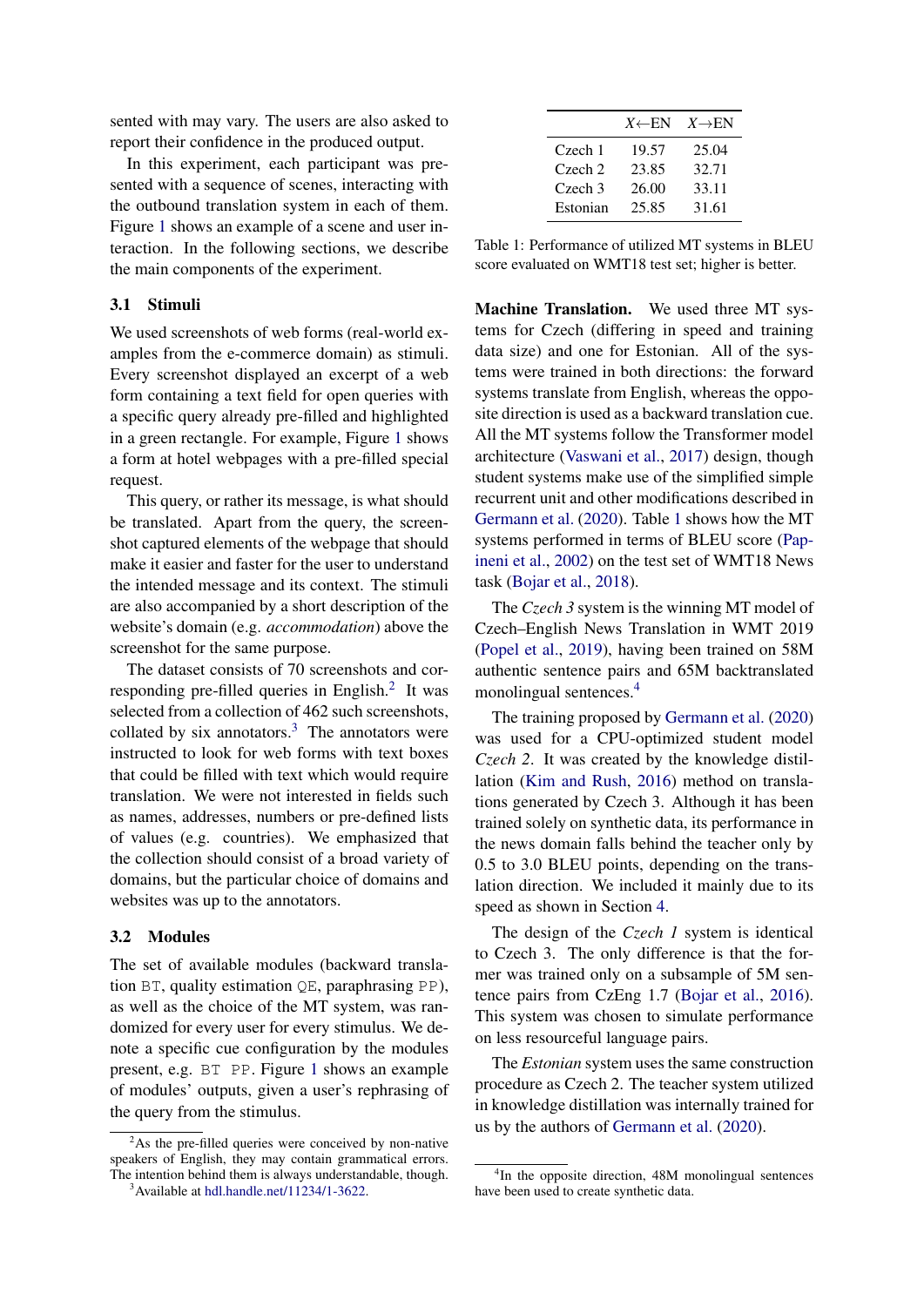sented with may vary. The users are also asked to report their confidence in the produced output.

In this experiment, each participant was presented with a sequence of scenes, interacting with the outbound translation system in each of them. Figure 1 shows an example of a scene and user interaction. In the following sections, we describe the main components of the experiment.

### 3.1 Stimuli

We used screenshots of web forms (real-world examples from the e-commerce domain) as stimuli. Every screenshot displayed an excerpt of a web form containing a text field for open queries with a specific query already pre-filled and highlighted in a green rectangle. For example, Figure 1 shows a form at hotel webpages with a pre-filled special request.

This query, or rather its message, is what should be translated. Apart from the query, the screenshot captured elements of the webpage that should make it easier and faster for the user to understand the intended message and its context. The stimuli are also accompanied by a short description of the website's domain (e.g. *accommodation*) above the screenshot for the same purpose.

The dataset consists of 70 screenshots and corresponding pre-filled queries in English.[2] It was selected from a collection of 462 such screenshots, collated by six annotators.[3] The annotators were instructed to look for web forms with text boxes that could be filled with text which would require translation. We were not interested in fields such as names, addresses, numbers or pre-defined lists of values (e.g. countries). We emphasized that the collection should consist of a broad variety of domains, but the particular choice of domains and websites was up to the annotators.

### 3.2 Modules

The set of available modules (backward translation `BT`, quality estimation `QE`, paraphrasing `PP`), as well as the choice of the MT system, was randomized for every user for every stimulus. We denote a specific cue configuration by the modules present, e.g. `BT PP`. Figure 1 shows an example of modules' outputs, given a user's rephrasing of the query from the stimulus.

[2] As the pre-filled queries were conceived by non-native speakers of English, they may contain grammatical errors. The intention behind them is always understandable, though.

[3] Available at hdl.handle.net/11234/1-3622.

| | *X*←EN | *X*→EN |
|---|---|---|
| Czech 1 | 19.57 | 25.04 |
| Czech 2 | 23.85 | 32.71 |
| Czech 3 | 26.00 | 33.11 |
| Estonian | 25.85 | 31.61 |

Table 1: Performance of utilized MT systems in BLEU score evaluated on WMT18 test set; higher is better.

**Machine Translation.** We used three MT systems for Czech (differing in speed and training data size) and one for Estonian. All of the systems were trained in both directions: the forward systems translate from English, whereas the opposite direction is used as a backward translation cue. All the MT systems follow the Transformer model architecture (Vaswani et al., 2017) design, though student systems make use of the simplified simple recurrent unit and other modifications described in Germann et al. (2020). Table 1 shows how the MT systems performed in terms of BLEU score (Papineni et al., 2002) on the test set of WMT18 News task (Bojar et al., 2018).

The *Czech 3* system is the winning MT model of Czech–English News Translation in WMT 2019 (Popel et al., 2019), having been trained on 58M authentic sentence pairs and 65M backtranslated monolingual sentences.[4]

The training proposed by Germann et al. (2020) was used for a CPU-optimized student model *Czech 2*. It was created by the knowledge distillation (Kim and Rush, 2016) method on translations generated by Czech 3. Although it has been trained solely on synthetic data, its performance in the news domain falls behind the teacher only by 0.5 to 3.0 BLEU points, depending on the translation direction. We included it mainly due to its speed as shown in Section 4.

The design of the *Czech 1* system is identical to Czech 3. The only difference is that the former was trained only on a subsample of 5M sentence pairs from CzEng 1.7 (Bojar et al., 2016). This system was chosen to simulate performance on less resourceful language pairs.

The *Estonian* system uses the same construction procedure as Czech 2. The teacher system utilized in knowledge distillation was internally trained for us by the authors of Germann et al. (2020).

[4] In the opposite direction, 48M monolingual sentences have been used to create synthetic data.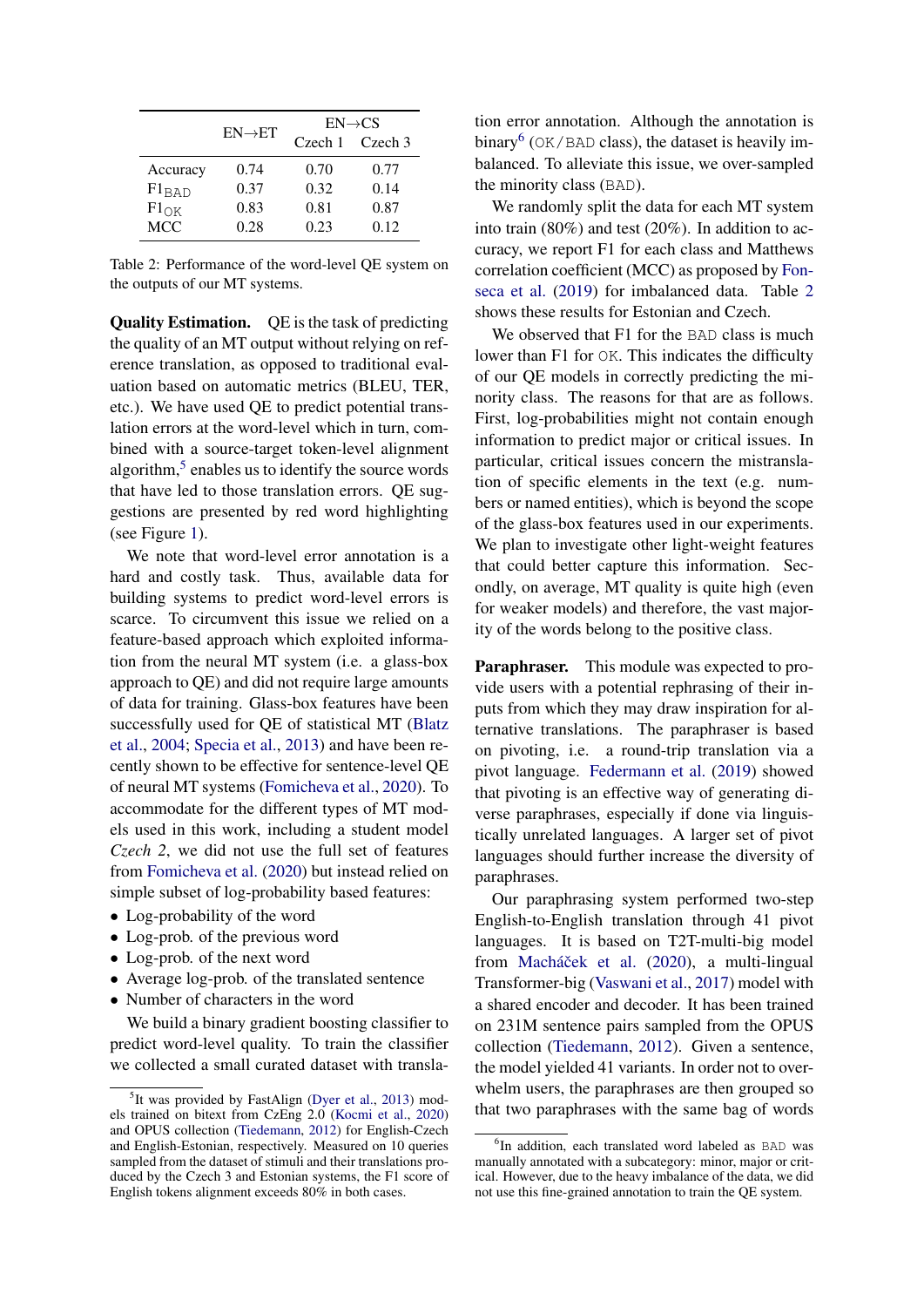| | EN→ET | EN→CS | |
|---|---|---|---|
| | | Czech 1 | Czech 3 |
| Accuracy | 0.74 | 0.70 | 0.77 |
| $F1_{BAD}$ | 0.37 | 0.32 | 0.14 |
| $F1_{OK}$ | 0.83 | 0.81 | 0.87 |
| MCC | 0.28 | 0.23 | 0.12 |

Table 2: Performance of the word-level QE system on the outputs of our MT systems.

**Quality Estimation.** QE is the task of predicting the quality of an MT output without relying on reference translation, as opposed to traditional evaluation based on automatic metrics (BLEU, TER, etc.). We have used QE to predict potential translation errors at the word-level which in turn, combined with a source-target token-level alignment algorithm,[5] enables us to identify the source words that have led to those translation errors. QE suggestions are presented by red word highlighting (see Figure 1).

We note that word-level error annotation is a hard and costly task. Thus, available data for building systems to predict word-level errors is scarce. To circumvent this issue we relied on a feature-based approach which exploited information from the neural MT system (i.e. a glass-box approach to QE) and did not require large amounts of data for training. Glass-box features have been successfully used for QE of statistical MT (Blatz et al., 2004; Specia et al., 2013) and have been recently shown to be effective for sentence-level QE of neural MT systems (Fomicheva et al., 2020). To accommodate for the different types of MT models used in this work, including a student model *Czech 2*, we did not use the full set of features from Fomicheva et al. (2020) but instead relied on simple subset of log-probability based features:

- Log-probability of the word
- Log-prob. of the previous word
- Log-prob. of the next word
- Average log-prob. of the translated sentence
- Number of characters in the word

We build a binary gradient boosting classifier to predict word-level quality. To train the classifier we collected a small curated dataset with translation error annotation. Although the annotation is binary[6] (OK/BAD class), the dataset is heavily imbalanced. To alleviate this issue, we over-sampled the minority class (BAD).

We randomly split the data for each MT system into train (80%) and test (20%). In addition to accuracy, we report F1 for each class and Matthews correlation coefficient (MCC) as proposed by Fonseca et al. (2019) for imbalanced data. Table 2 shows these results for Estonian and Czech.

We observed that F1 for the BAD class is much lower than F1 for OK. This indicates the difficulty of our QE models in correctly predicting the minority class. The reasons for that are as follows. First, log-probabilities might not contain enough information to predict major or critical issues. In particular, critical issues concern the mistranslation of specific elements in the text (e.g. numbers or named entities), which is beyond the scope of the glass-box features used in our experiments. We plan to investigate other light-weight features that could better capture this information. Secondly, on average, MT quality is quite high (even for weaker models) and therefore, the vast majority of the words belong to the positive class.

**Paraphraser.** This module was expected to provide users with a potential rephrasing of their inputs from which they may draw inspiration for alternative translations. The paraphraser is based on pivoting, i.e. a round-trip translation via a pivot language. Federmann et al. (2019) showed that pivoting is an effective way of generating diverse paraphrases, especially if done via linguistically unrelated languages. A larger set of pivot languages should further increase the diversity of paraphrases.

Our paraphrasing system performed two-step English-to-English translation through 41 pivot languages. It is based on T2T-multi-big model from Macháček et al. (2020), a multi-lingual Transformer-big (Vaswani et al., 2017) model with a shared encoder and decoder. It has been trained on 231M sentence pairs sampled from the OPUS collection (Tiedemann, 2012). Given a sentence, the model yielded 41 variants. In order not to overwhelm users, the paraphrases are then grouped so that two paraphrases with the same bag of words

[5] It was provided by FastAlign (Dyer et al., 2013) models trained on bitext from CzEng 2.0 (Kocmi et al., 2020) and OPUS collection (Tiedemann, 2012) for English-Czech and English-Estonian, respectively. Measured on 10 queries sampled from the dataset of stimuli and their translations produced by the Czech 3 and Estonian systems, the F1 score of English tokens alignment exceeds 80% in both cases.

[6] In addition, each translated word labeled as BAD was manually annotated with a subcategory: minor, major or critical. However, due to the heavy imbalance of the data, we did not use this fine-grained annotation to train the QE system.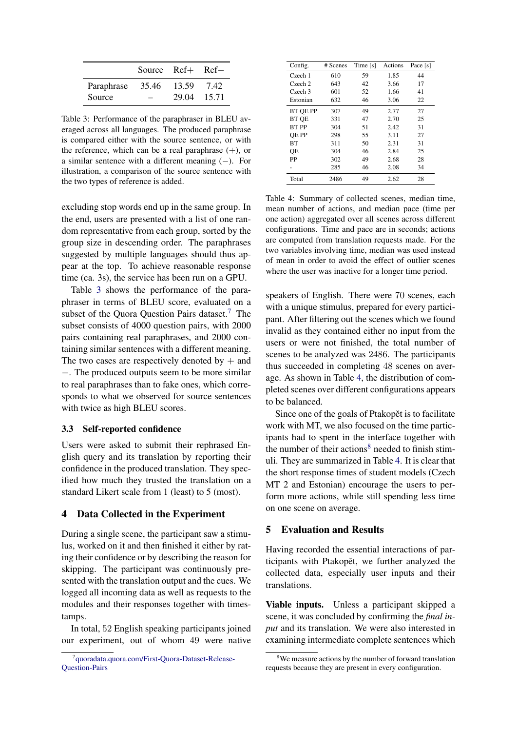|  | Source | Ref+ | Ref− |
|---|---|---|---|
| Paraphrase | 35.46 | 13.59 | 7.42 |
| Source | – | 29.04 | 15.71 |

Table 3: Performance of the paraphraser in BLEU averaged across all languages. The produced paraphrase is compared either with the source sentence, or with the reference, which can be a real paraphrase (+), or a similar sentence with a different meaning (−). For illustration, a comparison of the source sentence with the two types of reference is added.

excluding stop words end up in the same group. In the end, users are presented with a list of one random representative from each group, sorted by the group size in descending order. The paraphrases suggested by multiple languages should thus appear at the top. To achieve reasonable response time (ca. 3s), the service has been run on a GPU.

Table 3 shows the performance of the paraphraser in terms of BLEU score, evaluated on a subset of the Quora Question Pairs dataset.[7] The subset consists of 4000 question pairs, with 2000 pairs containing real paraphrases, and 2000 containing similar sentences with a different meaning. The two cases are respectively denoted by + and −. The produced outputs seem to be more similar to real paraphrases than to fake ones, which corresponds to what we observed for source sentences with twice as high BLEU scores.

### 3.3 Self-reported confidence

Users were asked to submit their rephrased English query and its translation by reporting their confidence in the produced translation. They specified how much they trusted the translation on a standard Likert scale from 1 (least) to 5 (most).

## 4 Data Collected in the Experiment

During a single scene, the participant saw a stimulus, worked on it and then finished it either by rating their confidence or by describing the reason for skipping. The participant was continuously presented with the translation output and the cues. We logged all incoming data as well as requests to the modules and their responses together with timestamps.

In total, 52 English speaking participants joined our experiment, out of whom 49 were native speakers of English. There were 70 scenes, each with a unique stimulus, prepared for every participant. After filtering out the scenes which we found invalid as they contained either no input from the users or were not finished, the total number of scenes to be analyzed was 2486. The participants thus succeeded in completing 48 scenes on average. As shown in Table 4, the distribution of completed scenes over different configurations appears to be balanced.

| Config. | # Scenes | Time [s] | Actions | Pace [s] |
|---|---|---|---|---|
| Czech 1 | 610 | 59 | 1.85 | 44 |
| Czech 2 | 643 | 42 | 3.66 | 17 |
| Czech 3 | 601 | 52 | 1.66 | 41 |
| Estonian | 632 | 46 | 3.06 | 22 |
| BT QE PP | 307 | 49 | 2.77 | 27 |
| BT QE | 331 | 47 | 2.70 | 25 |
| BT PP | 304 | 51 | 2.42 | 31 |
| QE PP | 298 | 55 | 3.11 | 27 |
| BT | 311 | 50 | 2.31 | 31 |
| QE | 304 | 46 | 2.84 | 25 |
| PP | 302 | 49 | 2.68 | 28 |
| - | 285 | 46 | 2.08 | 34 |
| Total | 2486 | 49 | 2.62 | 28 |

Table 4: Summary of collected scenes, median time, mean number of actions, and median pace (time per one action) aggregated over all scenes across different configurations. Time and pace are in seconds; actions are computed from translation requests made. For the two variables involving time, median was used instead of mean in order to avoid the effect of outlier scenes where the user was inactive for a longer time period.

Since one of the goals of Ptakopět is to facilitate work with MT, we also focused on the time participants had to spent in the interface together with the number of their actions[8] needed to finish stimuli. They are summarized in Table 4. It is clear that the short response times of student models (Czech MT 2 and Estonian) encourage the users to perform more actions, while still spending less time on one scene on average.

## 5 Evaluation and Results

Having recorded the essential interactions of participants with Ptakopět, we further analyzed the collected data, especially user inputs and their translations.

**Viable inputs.** Unless a participant skipped a scene, it was concluded by confirming the *final input* and its translation. We were also interested in examining intermediate complete sentences which

[7] quoradata.quora.com/First-Quora-Dataset-Release-Question-Pairs

[8] We measure actions by the number of forward translation requests because they are present in every configuration.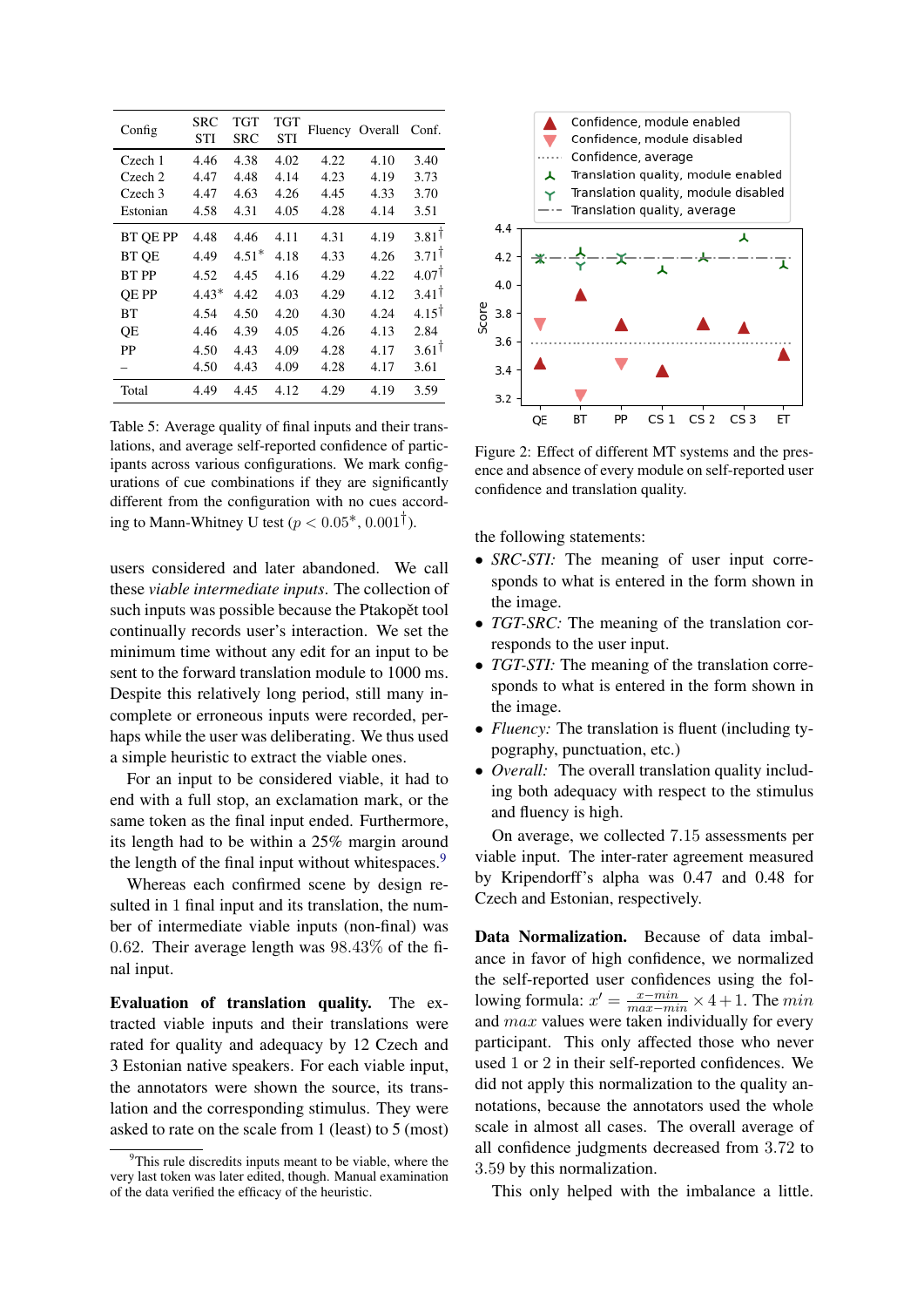| Config | SRC STI | TGT SRC | TGT STI | Fluency | Overall | Conf. |
|---|---|---|---|---|---|---|
| Czech 1 | 4.46 | 4.38 | 4.02 | 4.22 | 4.10 | 3.40 |
| Czech 2 | 4.47 | 4.48 | 4.14 | 4.23 | 4.19 | 3.73 |
| Czech 3 | 4.47 | 4.63 | 4.26 | 4.45 | 4.33 | 3.70 |
| Estonian | 4.58 | 4.31 | 4.05 | 4.28 | 4.14 | 3.51 |
| BT QE PP | 4.48 | 4.46 | 4.11 | 4.31 | 4.19 | $3.81^{\dagger}$ |
| BT QE | 4.49 | $4.51^{*}$ | 4.18 | 4.33 | 4.26 | $3.71^{\dagger}$ |
| BT PP | 4.52 | 4.45 | 4.16 | 4.29 | 4.22 | $4.07^{\dagger}$ |
| QE PP | $4.43^{*}$ | 4.42 | 4.03 | 4.29 | 4.12 | $3.41^{\dagger}$ |
| BT | 4.54 | 4.50 | 4.20 | 4.30 | 4.24 | $4.15^{\dagger}$ |
| QE | 4.46 | 4.39 | 4.05 | 4.26 | 4.13 | 2.84 |
| PP | 4.50 | 4.43 | 4.09 | 4.28 | 4.17 | $3.61^{\dagger}$ |
| – | 4.50 | 4.43 | 4.09 | 4.28 | 4.17 | 3.61 |
| Total | 4.49 | 4.45 | 4.12 | 4.29 | 4.19 | 3.59 |

Table 5: Average quality of final inputs and their translations, and average self-reported confidence of participants across various configurations. We mark configurations of cue combinations if they are significantly different from the configuration with no cues according to Mann-Whitney U test ($p < 0.05^{*}, 0.001^{\dagger}$).

Figure 2: Effect of different MT systems and the presence and absence of every module on self-reported user confidence and translation quality.

users considered and later abandoned. We call these *viable intermediate inputs*. The collection of such inputs was possible because the Ptakopět tool continually records user's interaction. We set the minimum time without any edit for an input to be sent to the forward translation module to 1000 ms. Despite this relatively long period, still many incomplete or erroneous inputs were recorded, perhaps while the user was deliberating. We thus used a simple heuristic to extract the viable ones.

For an input to be considered viable, it had to end with a full stop, an exclamation mark, or the same token as the final input ended. Furthermore, its length had to be within a 25% margin around the length of the final input without whitespaces.[9]

Whereas each confirmed scene by design resulted in 1 final input and its translation, the number of intermediate viable inputs (non-final) was 0.62. Their average length was 98.43% of the final input.

**Evaluation of translation quality.** The extracted viable inputs and their translations were rated for quality and adequacy by 12 Czech and 3 Estonian native speakers. For each viable input, the annotators were shown the source, its translation and the corresponding stimulus. They were asked to rate on the scale from 1 (least) to 5 (most) the following statements:

- *SRC-STI:* The meaning of user input corresponds to what is entered in the form shown in the image.
- *TGT-SRC:* The meaning of the translation corresponds to the user input.
- *TGT-STI:* The meaning of the translation corresponds to what is entered in the form shown in the image.
- *Fluency:* The translation is fluent (including typography, punctuation, etc.)
- *Overall:* The overall translation quality including both adequacy with respect to the stimulus and fluency is high.

On average, we collected 7.15 assessments per viable input. The inter-rater agreement measured by Kripendorff's alpha was 0.47 and 0.48 for Czech and Estonian, respectively.

**Data Normalization.** Because of data imbalance in favor of high confidence, we normalized the self-reported user confidences using the following formula: $x' = \frac{x - min}{max - min} \times 4 + 1$. The $min$ and $max$ values were taken individually for every participant. This only affected those who never used 1 or 2 in their self-reported confidences. We did not apply this normalization to the quality annotations, because the annotators used the whole scale in almost all cases. The overall average of all confidence judgments decreased from 3.72 to 3.59 by this normalization.

This only helped with the imbalance a little.

[9] This rule discredits inputs meant to be viable, where the very last token was later edited, though. Manual examination of the data verified the efficacy of the heuristic.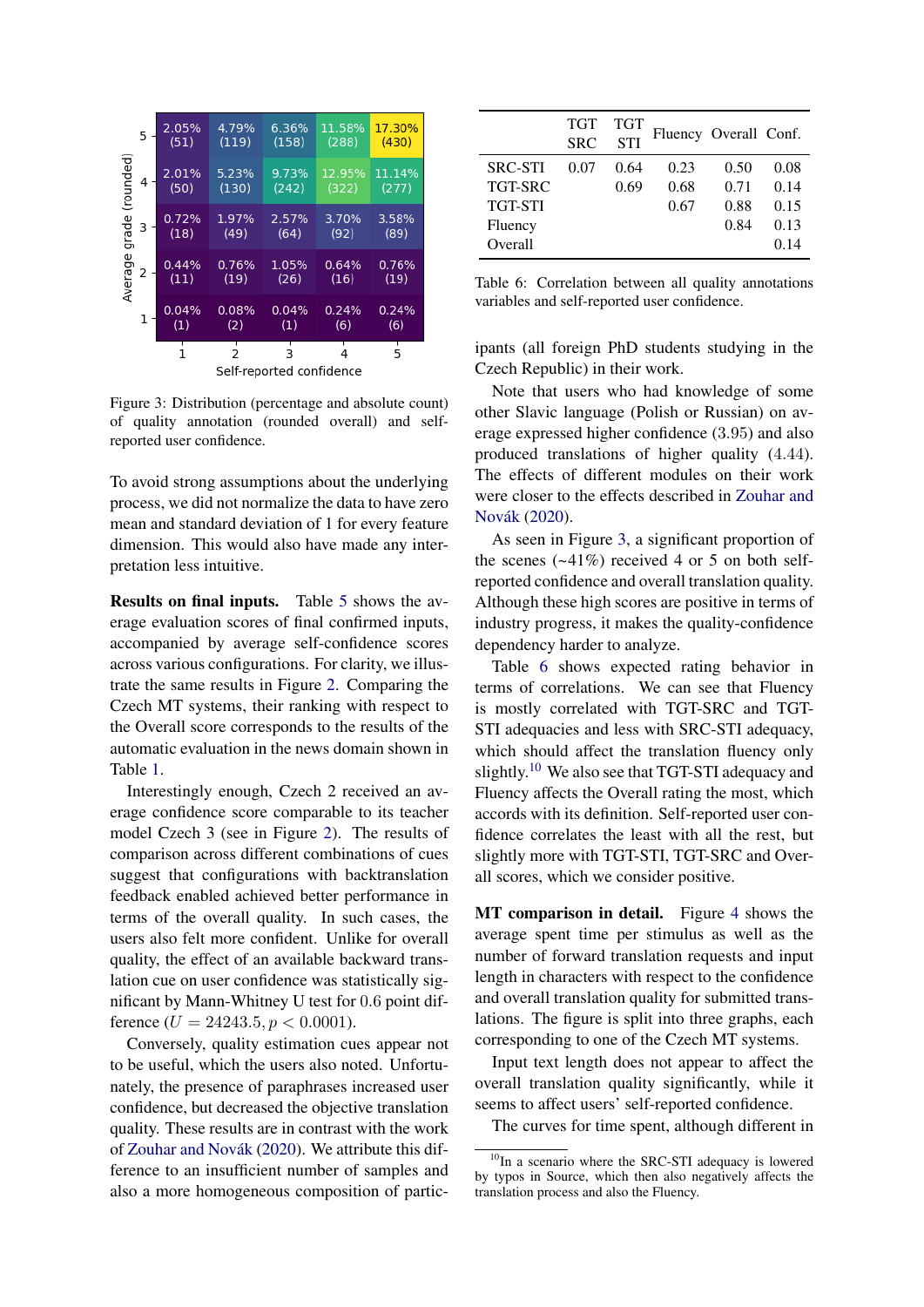| Average grade (rounded) \ Self-reported confidence | 1 | 2 | 3 | 4 | 5 |
|---|---|---|---|---|---|
| 5 | 2.05% (51) | 4.79% (119) | 6.36% (158) | 11.58% (288) | 17.30% (430) |
| 4 | 2.01% (50) | 5.23% (130) | 9.73% (242) | 12.95% (322) | 11.14% (277) |
| 3 | 0.72% (18) | 1.97% (49) | 2.57% (64) | 3.70% (92) | 3.58% (89) |
| 2 | 0.44% (11) | 0.76% (19) | 1.05% (26) | 0.64% (16) | 0.76% (19) |
| 1 | 0.04% (1) | 0.08% (2) | 0.04% (1) | 0.24% (6) | 0.24% (6) |

Figure 3: Distribution (percentage and absolute count) of quality annotation (rounded overall) and self-reported user confidence.

To avoid strong assumptions about the underlying process, we did not normalize the data to have zero mean and standard deviation of 1 for every feature dimension. This would also have made any interpretation less intuitive.

**Results on final inputs.** Table 5 shows the average evaluation scores of final confirmed inputs, accompanied by average self-confidence scores across various configurations. For clarity, we illustrate the same results in Figure 2. Comparing the Czech MT systems, their ranking with respect to the Overall score corresponds to the results of the automatic evaluation in the news domain shown in Table 1.

Interestingly enough, Czech 2 received an average confidence score comparable to its teacher model Czech 3 (see in Figure 2). The results of comparison across different combinations of cues suggest that configurations with backtranslation feedback enabled achieved better performance in terms of the overall quality. In such cases, the users also felt more confident. Unlike for overall quality, the effect of an available backward translation cue on user confidence was statistically significant by Mann-Whitney U test for 0.6 point difference ($U = 24243.5, p < 0.0001$).

Conversely, quality estimation cues appear not to be useful, which the users also noted. Unfortunately, the presence of paraphrases increased user confidence, but decreased the objective translation quality. These results are in contrast with the work of Zouhar and Novák (2020). We attribute this difference to an insufficient number of samples and also a more homogeneous composition of participants (all foreign PhD students studying in the Czech Republic) in their work.

| | TGT SRC | TGT STI | Fluency | Overall | Conf. |
|---|---|---|---|---|---|
| SRC-STI | 0.07 | 0.64 | 0.23 | 0.50 | 0.08 |
| TGT-SRC | | 0.69 | 0.68 | 0.71 | 0.14 |
| TGT-STI | | | 0.67 | 0.88 | 0.15 |
| Fluency | | | | 0.84 | 0.13 |
| Overall | | | | | 0.14 |

Table 6: Correlation between all quality annotations variables and self-reported user confidence.

Note that users who had knowledge of some other Slavic language (Polish or Russian) on average expressed higher confidence (3.95) and also produced translations of higher quality (4.44). The effects of different modules on their work were closer to the effects described in Zouhar and Novák (2020).

As seen in Figure 3, a significant proportion of the scenes (~41%) received 4 or 5 on both self-reported confidence and overall translation quality. Although these high scores are positive in terms of industry progress, it makes the quality-confidence dependency harder to analyze.

Table 6 shows expected rating behavior in terms of correlations. We can see that Fluency is mostly correlated with TGT-SRC and TGT-STI adequacies and less with SRC-STI adequacy, which should affect the translation fluency only slightly.[10] We also see that TGT-STI adequacy and Fluency affects the Overall rating the most, which accords with its definition. Self-reported user confidence correlates the least with all the rest, but slightly more with TGT-STI, TGT-SRC and Overall scores, which we consider positive.

**MT comparison in detail.** Figure 4 shows the average spent time per stimulus as well as the number of forward translation requests and input length in characters with respect to the confidence and overall translation quality for submitted translations. The figure is split into three graphs, each corresponding to one of the Czech MT systems.

Input text length does not appear to affect the overall translation quality significantly, while it seems to affect users' self-reported confidence.

The curves for time spent, although different in

[10] In a scenario where the SRC-STI adequacy is lowered by typos in Source, which then also negatively affects the translation process and also the Fluency.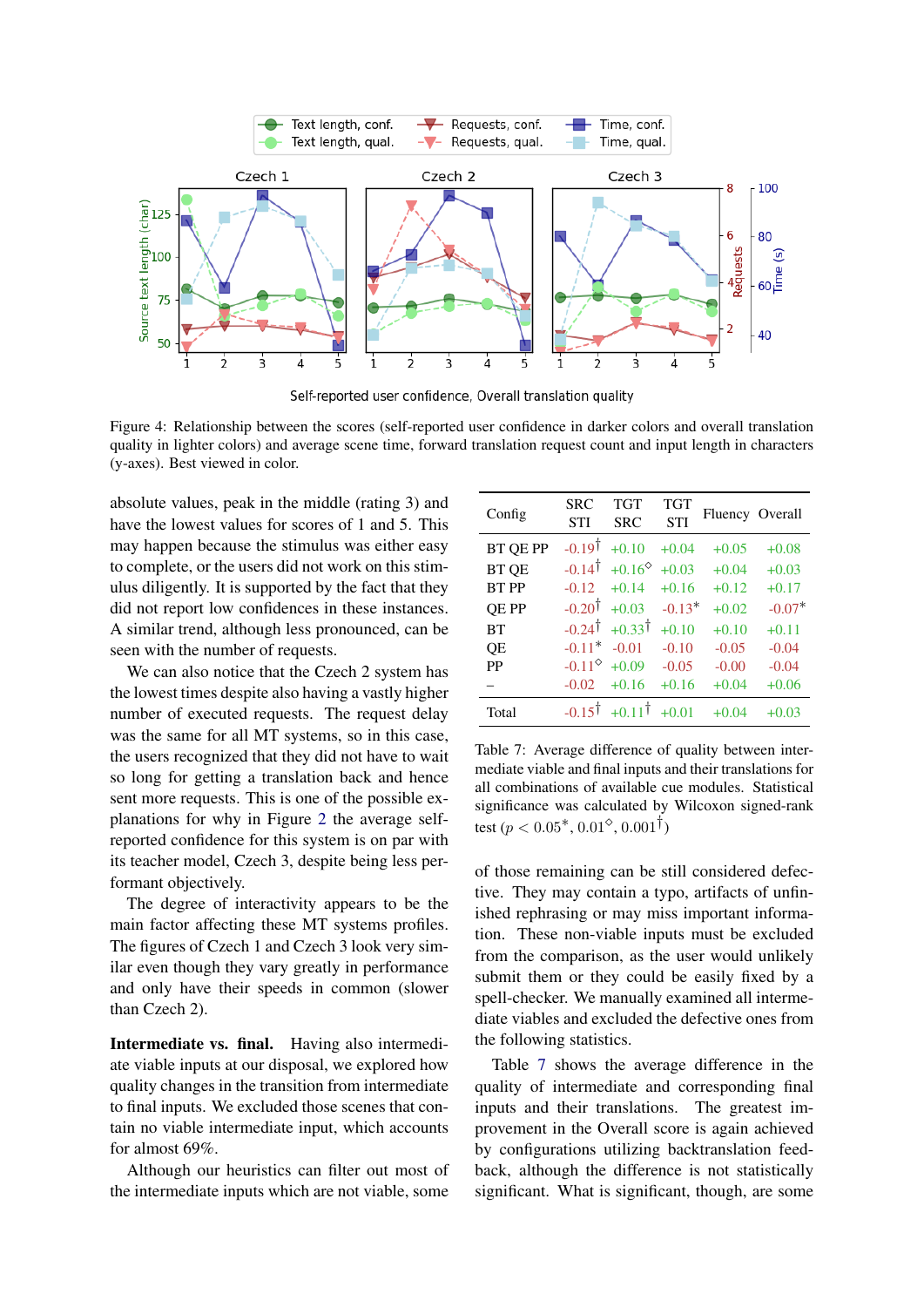Figure 4: Relationship between the scores (self-reported user confidence in darker colors and overall translation quality in lighter colors) and average scene time, forward translation request count and input length in characters (y-axes). Best viewed in color.

absolute values, peak in the middle (rating 3) and have the lowest values for scores of 1 and 5. This may happen because the stimulus was either easy to complete, or the users did not work on this stimulus diligently. It is supported by the fact that they did not report low confidences in these instances. A similar trend, although less pronounced, can be seen with the number of requests.

We can also notice that the Czech 2 system has the lowest times despite also having a vastly higher number of executed requests. The request delay was the same for all MT systems, so in this case, the users recognized that they did not have to wait so long for getting a translation back and hence sent more requests. This is one of the possible explanations for why in Figure 2 the average self-reported confidence for this system is on par with its teacher model, Czech 3, despite being less performant objectively.

The degree of interactivity appears to be the main factor affecting these MT systems profiles. The figures of Czech 1 and Czech 3 look very similar even though they vary greatly in performance and only have their speeds in common (slower than Czech 2).

**Intermediate vs. final.** Having also intermediate viable inputs at our disposal, we explored how quality changes in the transition from intermediate to final inputs. We excluded those scenes that contain no viable intermediate input, which accounts for almost 69%.

Although our heuristics can filter out most of the intermediate inputs which are not viable, some of those remaining can be still considered defective. They may contain a typo, artifacts of unfinished rephrasing or may miss important information. These non-viable inputs must be excluded from the comparison, as the user would unlikely submit them or they could be easily fixed by a spell-checker. We manually examined all intermediate viables and excluded the defective ones from the following statistics.

| Config | SRC STI | TGT SRC | TGT STI | Fluency | Overall |
|---|---|---|---|---|---|
| BT QE PP | -0.19$^{\dagger}$ | +0.10 | +0.04 | +0.05 | +0.08 |
| BT QE | -0.14$^{\dagger}$ | +0.16$^{\diamond}$ | +0.03 | +0.04 | +0.03 |
| BT PP | -0.12 | +0.14 | +0.16 | +0.12 | +0.17 |
| QE PP | -0.20$^{\dagger}$ | +0.03 | -0.13$^{*}$ | +0.02 | -0.07$^{*}$ |
| BT | -0.24$^{\dagger}$ | +0.33$^{\dagger}$ | +0.10 | +0.10 | +0.11 |
| QE | -0.11$^{*}$ | -0.01 | -0.10 | -0.05 | -0.04 |
| PP | -0.11$^{\diamond}$ | +0.09 | -0.05 | -0.00 | -0.04 |
| – | -0.02 | +0.16 | +0.16 | +0.04 | +0.06 |
| Total | -0.15$^{\dagger}$ | +0.11$^{\dagger}$ | +0.01 | +0.04 | +0.03 |

Table 7: Average difference of quality between intermediate viable and final inputs and their translations for all combinations of available cue modules. Statistical significance was calculated by Wilcoxon signed-rank test ($p < 0.05^{*}, 0.01^{\diamond}, 0.001^{\dagger}$)

Table 7 shows the average difference in the quality of intermediate and corresponding final inputs and their translations. The greatest improvement in the Overall score is again achieved by configurations utilizing backtranslation feedback, although the difference is not statistically significant. What is significant, though, are some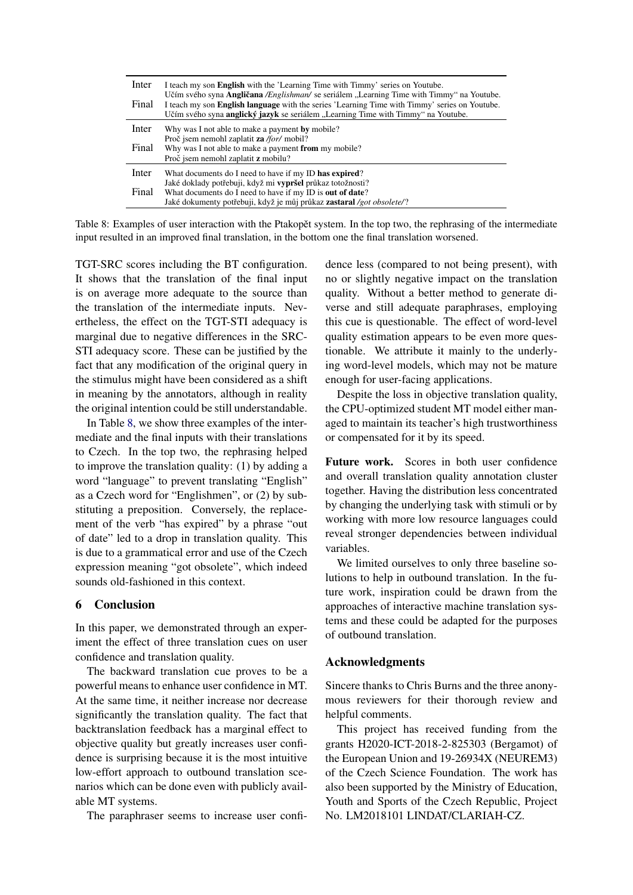| | |
|---|---|
| Inter | I teach my son **English** with the 'Learning Time with Timmy' series on Youtube.<br>Učím svého syna **Angličana** */Englishman/* se seriálem „Learning Time with Timmy" na Youtube. |
| Final | I teach my son **English language** with the series 'Learning Time with Timmy' series on Youtube.<br>Učím svého syna **anglický jazyk** se seriálem „Learning Time with Timmy" na Youtube. |
| Inter | Why was I not able to make a payment **by** mobile?<br>Proč jsem nemohl zaplatit **za** */for/* mobil? |
| Final | Why was I not able to make a payment **from** my mobile?<br>Proč jsem nemohl zaplatit **z** mobilu? |
| Inter | What documents do I need to have if my ID **has expired**?<br>Jaké doklady potřebuji, když mi **vypršel** průkaz totožnosti? |
| Final | What documents do I need to have if my ID is **out of date**?<br>Jaké dokumenty potřebuji, když je můj průkaz **zastaral** */got obsolete/*? |

Table 8: Examples of user interaction with the Ptakopět system. In the top two, the rephrasing of the intermediate input resulted in an improved final translation, in the bottom one the final translation worsened.

TGT-SRC scores including the BT configuration. It shows that the translation of the final input is on average more adequate to the source than the translation of the intermediate inputs. Nevertheless, the effect on the TGT-STI adequacy is marginal due to negative differences in the SRC-STI adequacy score. These can be justified by the fact that any modification of the original query in the stimulus might have been considered as a shift in meaning by the annotators, although in reality the original intention could be still understandable.

In Table 8, we show three examples of the intermediate and the final inputs with their translations to Czech. In the top two, the rephrasing helped to improve the translation quality: (1) by adding a word "language" to prevent translating "English" as a Czech word for "Englishmen", or (2) by substituting a preposition. Conversely, the replacement of the verb "has expired" by a phrase "out of date" led to a drop in translation quality. This is due to a grammatical error and use of the Czech expression meaning "got obsolete", which indeed sounds old-fashioned in this context.

## 6 Conclusion

In this paper, we demonstrated through an experiment the effect of three translation cues on user confidence and translation quality.

The backward translation cue proves to be a powerful means to enhance user confidence in MT. At the same time, it neither increase nor decrease significantly the translation quality. The fact that backtranslation feedback has a marginal effect to objective quality but greatly increases user confidence is surprising because it is the most intuitive low-effort approach to outbound translation scenarios which can be done even with publicly available MT systems.

The paraphraser seems to increase user confidence less (compared to not being present), with no or slightly negative impact on the translation quality. Without a better method to generate diverse and still adequate paraphrases, employing this cue is questionable. The effect of word-level quality estimation appears to be even more questionable. We attribute it mainly to the underlying word-level models, which may not be mature enough for user-facing applications.

Despite the loss in objective translation quality, the CPU-optimized student MT model either managed to maintain its teacher's high trustworthiness or compensated for it by its speed.

**Future work.** Scores in both user confidence and overall translation quality annotation cluster together. Having the distribution less concentrated by changing the underlying task with stimuli or by working with more low resource languages could reveal stronger dependencies between individual variables.

We limited ourselves to only three baseline solutions to help in outbound translation. In the future work, inspiration could be drawn from the approaches of interactive machine translation systems and these could be adapted for the purposes of outbound translation.

## Acknowledgments

Sincere thanks to Chris Burns and the three anonymous reviewers for their thorough review and helpful comments.

This project has received funding from the grants H2020-ICT-2018-2-825303 (Bergamot) of the European Union and 19-26934X (NEUREM3) of the Czech Science Foundation. The work has also been supported by the Ministry of Education, Youth and Sports of the Czech Republic, Project No. LM2018101 LINDAT/CLARIAH-CZ.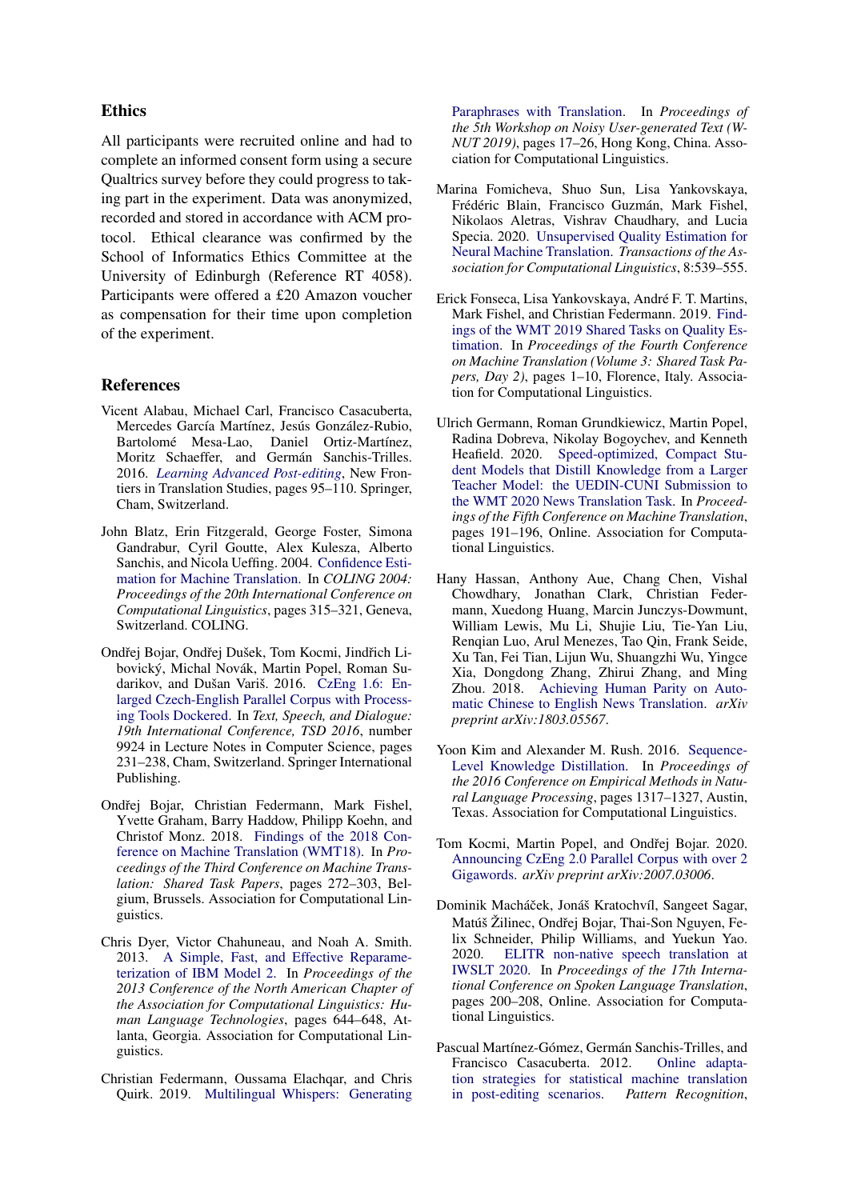## Ethics

All participants were recruited online and had to complete an informed consent form using a secure Qualtrics survey before they could progress to taking part in the experiment. Data was anonymized, recorded and stored in accordance with ACM protocol. Ethical clearance was confirmed by the School of Informatics Ethics Committee at the University of Edinburgh (Reference RT 4058). Participants were offered a £20 Amazon voucher as compensation for their time upon completion of the experiment.

## References

Vicent Alabau, Michael Carl, Francisco Casacuberta, Mercedes García Martínez, Jesús González-Rubio, Bartolomé Mesa-Lao, Daniel Ortiz-Martínez, Moritz Schaeffer, and Germán Sanchis-Trilles. 2016. *Learning Advanced Post-editing*, New Frontiers in Translation Studies, pages 95–110. Springer, Cham, Switzerland.

John Blatz, Erin Fitzgerald, George Foster, Simona Gandrabur, Cyril Goutte, Alex Kulesza, Alberto Sanchis, and Nicola Ueffing. 2004. Confidence Estimation for Machine Translation. In *COLING 2004: Proceedings of the 20th International Conference on Computational Linguistics*, pages 315–321, Geneva, Switzerland. COLING.

Ondřej Bojar, Ondřej Dušek, Tom Kocmi, Jindřich Libovický, Michal Novák, Martin Popel, Roman Sudarikov, and Dušan Variš. 2016. CzEng 1.6: Enlarged Czech-English Parallel Corpus with Processing Tools Dockered. In *Text, Speech, and Dialogue: 19th International Conference, TSD 2016*, number 9924 in Lecture Notes in Computer Science, pages 231–238, Cham, Switzerland. Springer International Publishing.

Ondřej Bojar, Christian Federmann, Mark Fishel, Yvette Graham, Barry Haddow, Philipp Koehn, and Christof Monz. 2018. Findings of the 2018 Conference on Machine Translation (WMT18). In *Proceedings of the Third Conference on Machine Translation: Shared Task Papers*, pages 272–303, Belgium, Brussels. Association for Computational Linguistics.

Chris Dyer, Victor Chahuneau, and Noah A. Smith. 2013. A Simple, Fast, and Effective Reparameterization of IBM Model 2. In *Proceedings of the 2013 Conference of the North American Chapter of the Association for Computational Linguistics: Human Language Technologies*, pages 644–648, Atlanta, Georgia. Association for Computational Linguistics.

Christian Federmann, Oussama Elachqar, and Chris Quirk. 2019. Multilingual Whispers: Generating Paraphrases with Translation. In *Proceedings of the 5th Workshop on Noisy User-generated Text (W-NUT 2019)*, pages 17–26, Hong Kong, China. Association for Computational Linguistics.

Marina Fomicheva, Shuo Sun, Lisa Yankovskaya, Frédéric Blain, Francisco Guzmán, Mark Fishel, Nikolaos Aletras, Vishrav Chaudhary, and Lucia Specia. 2020. Unsupervised Quality Estimation for Neural Machine Translation. *Transactions of the Association for Computational Linguistics*, 8:539–555.

Erick Fonseca, Lisa Yankovskaya, André F. T. Martins, Mark Fishel, and Christian Federmann. 2019. Findings of the WMT 2019 Shared Tasks on Quality Estimation. In *Proceedings of the Fourth Conference on Machine Translation (Volume 3: Shared Task Papers, Day 2)*, pages 1–10, Florence, Italy. Association for Computational Linguistics.

Ulrich Germann, Roman Grundkiewicz, Martin Popel, Radina Dobreva, Nikolay Bogoychev, and Kenneth Heafield. 2020. Speed-optimized, Compact Student Models that Distill Knowledge from a Larger Teacher Model: the UEDIN-CUNI Submission to the WMT 2020 News Translation Task. In *Proceedings of the Fifth Conference on Machine Translation*, pages 191–196, Online. Association for Computational Linguistics.

Hany Hassan, Anthony Aue, Chang Chen, Vishal Chowdhary, Jonathan Clark, Christian Federmann, Xuedong Huang, Marcin Junczys-Dowmunt, William Lewis, Mu Li, Shujie Liu, Tie-Yan Liu, Renqian Luo, Arul Menezes, Tao Qin, Frank Seide, Xu Tan, Fei Tian, Lijun Wu, Shuangzhi Wu, Yingce Xia, Dongdong Zhang, Zhirui Zhang, and Ming Zhou. 2018. Achieving Human Parity on Automatic Chinese to English News Translation. *arXiv preprint arXiv:1803.05567*.

Yoon Kim and Alexander M. Rush. 2016. Sequence-Level Knowledge Distillation. In *Proceedings of the 2016 Conference on Empirical Methods in Natural Language Processing*, pages 1317–1327, Austin, Texas. Association for Computational Linguistics.

Tom Kocmi, Martin Popel, and Ondřej Bojar. 2020. Announcing CzEng 2.0 Parallel Corpus with over 2 Gigawords. *arXiv preprint arXiv:2007.03006*.

Dominik Macháček, Jonáš Kratochvíl, Sangeet Sagar, Matúš Žilinec, Ondřej Bojar, Thai-Son Nguyen, Felix Schneider, Philip Williams, and Yuekun Yao. 2020. ELITR non-native speech translation at IWSLT 2020. In *Proceedings of the 17th International Conference on Spoken Language Translation*, pages 200–208, Online. Association for Computational Linguistics.

Pascual Martínez-Gómez, Germán Sanchis-Trilles, and Francisco Casacuberta. 2012. Online adaptation strategies for statistical machine translation in post-editing scenarios. *Pattern Recognition*,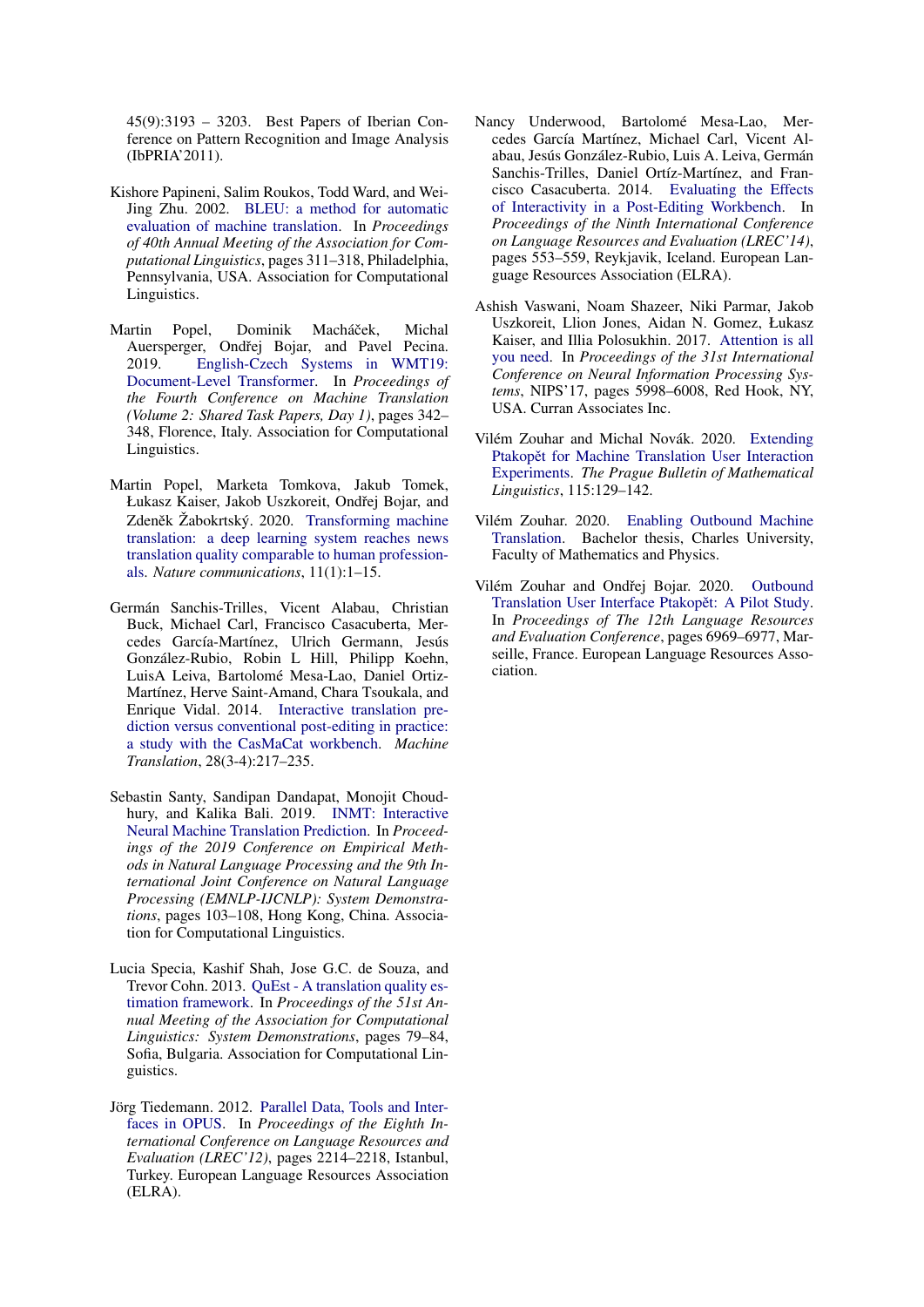45(9):3193 – 3203. Best Papers of Iberian Conference on Pattern Recognition and Image Analysis (IbPRIA'2011).

Kishore Papineni, Salim Roukos, Todd Ward, and Wei-Jing Zhu. 2002. BLEU: a method for automatic evaluation of machine translation. In *Proceedings of 40th Annual Meeting of the Association for Computational Linguistics*, pages 311–318, Philadelphia, Pennsylvania, USA. Association for Computational Linguistics.

Martin Popel, Dominik Macháček, Michal Auersperger, Ondřej Bojar, and Pavel Pecina. 2019. English-Czech Systems in WMT19: Document-Level Transformer. In *Proceedings of the Fourth Conference on Machine Translation (Volume 2: Shared Task Papers, Day 1)*, pages 342–348, Florence, Italy. Association for Computational Linguistics.

Martin Popel, Marketa Tomkova, Jakub Tomek, Łukasz Kaiser, Jakob Uszkoreit, Ondřej Bojar, and Zdeněk Žabokrtský. 2020. Transforming machine translation: a deep learning system reaches news translation quality comparable to human professionals. *Nature communications*, 11(1):1–15.

Germán Sanchis-Trilles, Vicent Alabau, Christian Buck, Michael Carl, Francisco Casacuberta, Mercedes García-Martínez, Ulrich Germann, Jesús González-Rubio, Robin L Hill, Philipp Koehn, LuisA Leiva, Bartolomé Mesa-Lao, Daniel Ortiz-Martínez, Herve Saint-Amand, Chara Tsoukala, and Enrique Vidal. 2014. Interactive translation prediction versus conventional post-editing in practice: a study with the CasMaCat workbench. *Machine Translation*, 28(3-4):217–235.

Sebastin Santy, Sandipan Dandapat, Monojit Choudhury, and Kalika Bali. 2019. INMT: Interactive Neural Machine Translation Prediction. In *Proceedings of the 2019 Conference on Empirical Methods in Natural Language Processing and the 9th International Joint Conference on Natural Language Processing (EMNLP-IJCNLP): System Demonstrations*, pages 103–108, Hong Kong, China. Association for Computational Linguistics.

Lucia Specia, Kashif Shah, Jose G.C. de Souza, and Trevor Cohn. 2013. QuEst - A translation quality estimation framework. In *Proceedings of the 51st Annual Meeting of the Association for Computational Linguistics: System Demonstrations*, pages 79–84, Sofia, Bulgaria. Association for Computational Linguistics.

Jörg Tiedemann. 2012. Parallel Data, Tools and Interfaces in OPUS. In *Proceedings of the Eighth International Conference on Language Resources and Evaluation (LREC'12)*, pages 2214–2218, Istanbul, Turkey. European Language Resources Association (ELRA).

Nancy Underwood, Bartolomé Mesa-Lao, Mercedes García Martínez, Michael Carl, Vicent Alabau, Jesús González-Rubio, Luis A. Leiva, Germán Sanchis-Trilles, Daniel Ortíz-Martínez, and Francisco Casacuberta. 2014. Evaluating the Effects of Interactivity in a Post-Editing Workbench. In *Proceedings of the Ninth International Conference on Language Resources and Evaluation (LREC'14)*, pages 553–559, Reykjavik, Iceland. European Language Resources Association (ELRA).

Ashish Vaswani, Noam Shazeer, Niki Parmar, Jakob Uszkoreit, Llion Jones, Aidan N. Gomez, Łukasz Kaiser, and Illia Polosukhin. 2017. Attention is all you need. In *Proceedings of the 31st International Conference on Neural Information Processing Systems*, NIPS'17, pages 5998–6008, Red Hook, NY, USA. Curran Associates Inc.

Vilém Zouhar and Michal Novák. 2020. Extending Ptakopět for Machine Translation User Interaction Experiments. *The Prague Bulletin of Mathematical Linguistics*, 115:129–142.

Vilém Zouhar. 2020. Enabling Outbound Machine Translation. Bachelor thesis, Charles University, Faculty of Mathematics and Physics.

Vilém Zouhar and Ondřej Bojar. 2020. Outbound Translation User Interface Ptakopět: A Pilot Study. In *Proceedings of The 12th Language Resources and Evaluation Conference*, pages 6969–6977, Marseille, France. European Language Resources Association.